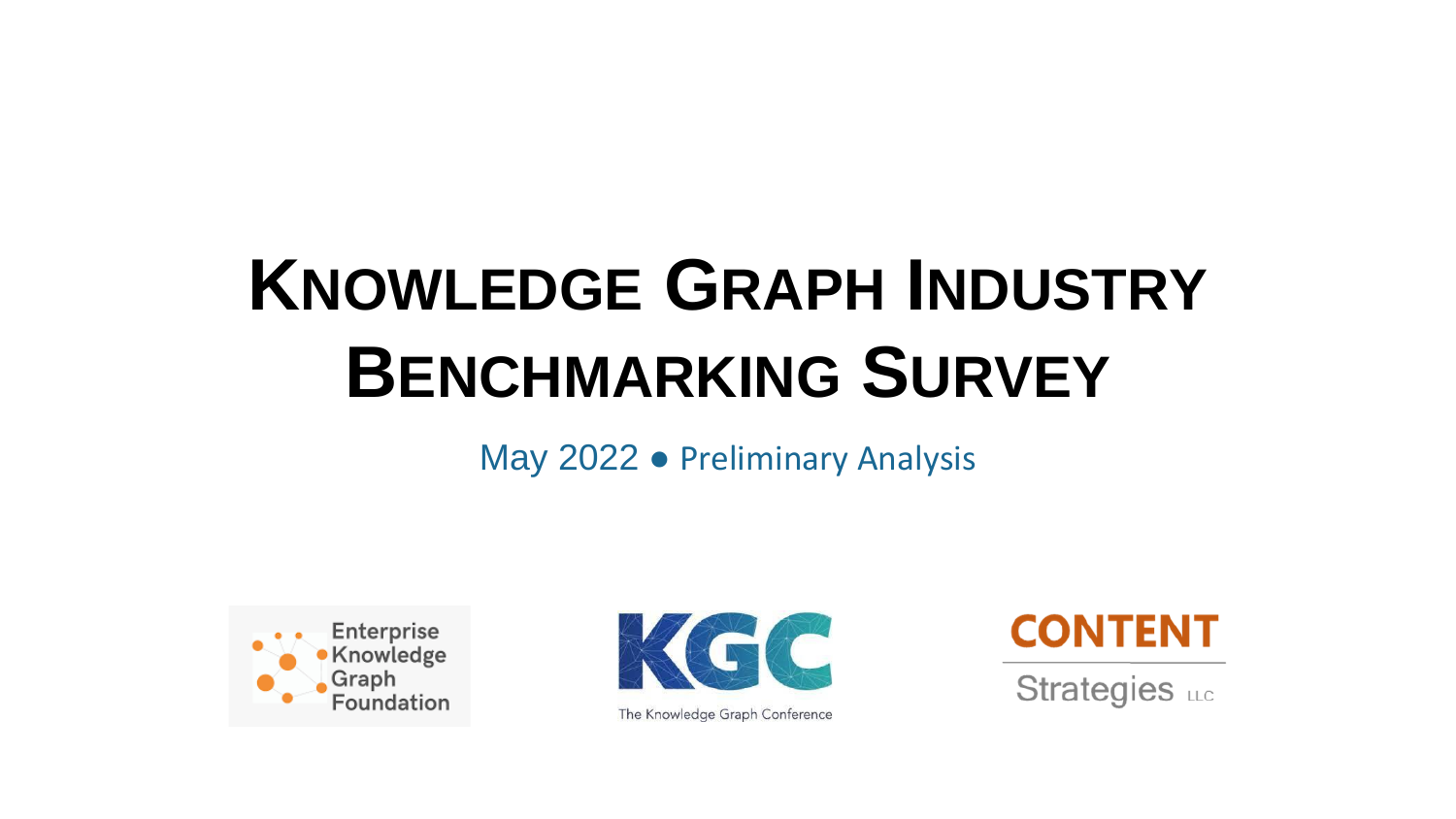# Knowledge Graph Industry Benchmarking Survey

May 2022 ● Preliminary Analysis

Enterprise Knowledge Graph Foundation

KGC
The Knowledge Graph Conference

CONTENT Strategies LLC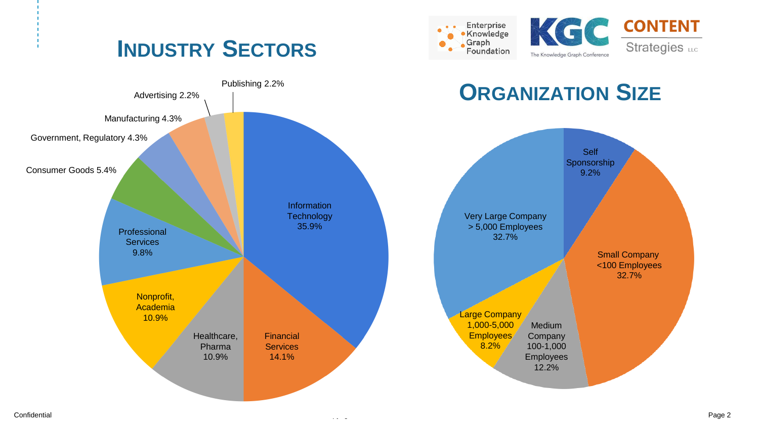# Industry Sectors

| Sector | Percentage |
| --- | --- |
| Information Technology | 35.9% |
| Financial Services | 14.1% |
| Healthcare, Pharma | 10.9% |
| Nonprofit, Academia | 10.9% |
| Professional Services | 9.8% |
| Consumer Goods | 5.4% |
| Government, Regulatory | 4.3% |
| Manufacturing | 4.3% |
| Advertising | 2.2% |
| Publishing | 2.2% |

# Organization Size

| Organization Size | Percentage |
| --- | --- |
| Self Sponsorship | 9.2% |
| Small Company <100 Employees | 32.7% |
| Medium Company 100-1,000 Employees | 12.2% |
| Large Company 1,000-5,000 Employees | 8.2% |
| Very Large Company > 5,000 Employees | 32.7% |

Confidential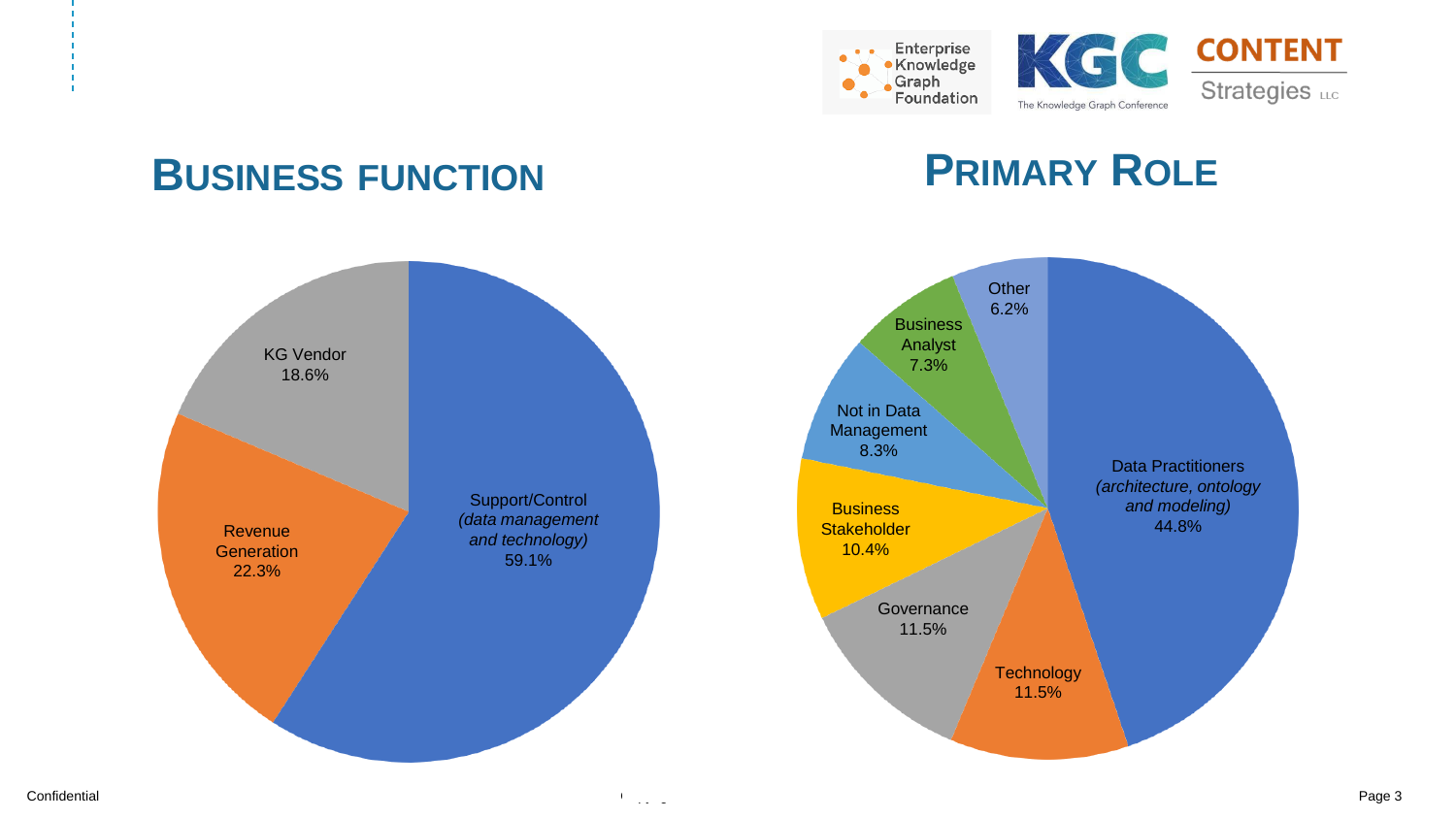## Business Function

| Business Function | Share |
|---|---|
| Support/Control *(data management and technology)* | 59.1% |
| Revenue Generation | 22.3% |
| KG Vendor | 18.6% |

## Primary Role

| Primary Role | Share |
|---|---|
| Data Practitioners *(architecture, ontology and modeling)* | 44.8% |
| Technology | 11.5% |
| Governance | 11.5% |
| Business Stakeholder | 10.4% |
| Not in Data Management | 8.3% |
| Business Analyst | 7.3% |
| Other | 6.2% |

Confidential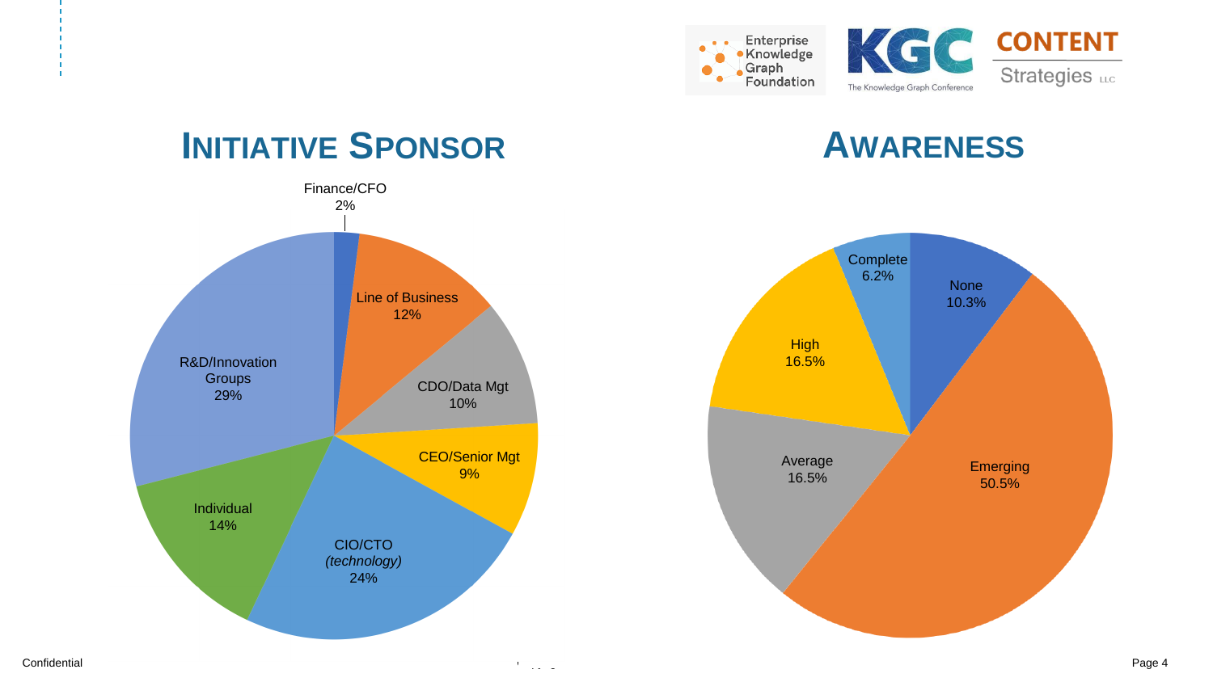## Initiative Sponsor

| Sponsor | Percentage |
| --- | --- |
| Finance/CFO | 2% |
| Line of Business | 12% |
| CDO/Data Mgt | 10% |
| CEO/Senior Mgt | 9% |
| CIO/CTO *(technology)* | 24% |
| Individual | 14% |
| R&D/Innovation Groups | 29% |

## Awareness

| Awareness | Percentage |
| --- | --- |
| None | 10.3% |
| Emerging | 50.5% |
| Average | 16.5% |
| High | 16.5% |
| Complete | 6.2% |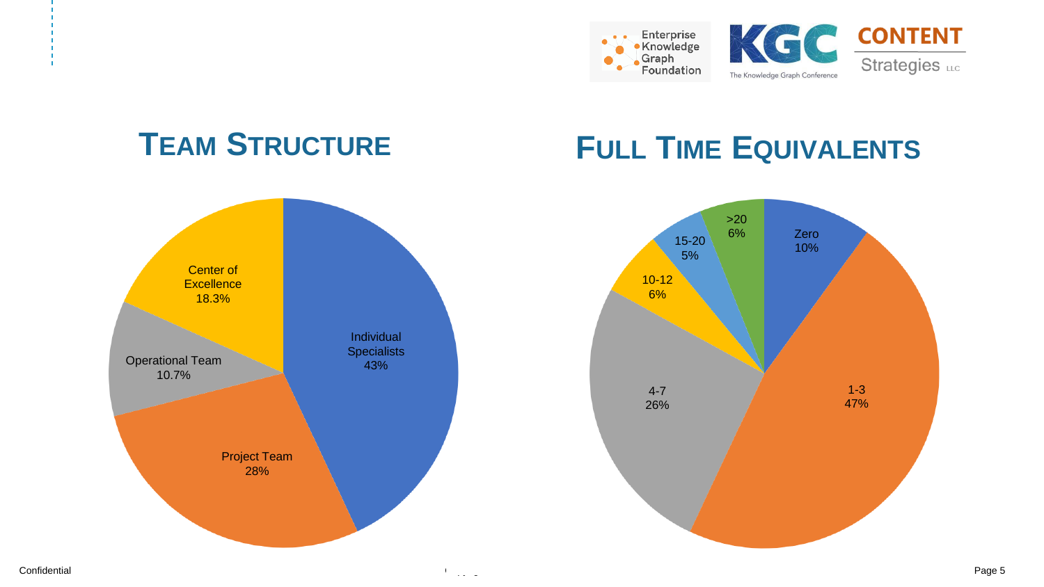## Team Structure

| Team Structure | Percentage |
| --- | --- |
| Individual Specialists | 43% |
| Project Team | 28% |
| Operational Team | 10.7% |
| Center of Excellence | 18.3% |

## Full Time Equivalents

| Full Time Equivalents | Percentage |
| --- | --- |
| Zero | 10% |
| 1-3 | 47% |
| 4-7 | 26% |
| 10-12 | 6% |
| 15-20 | 5% |
| >20 | 6% |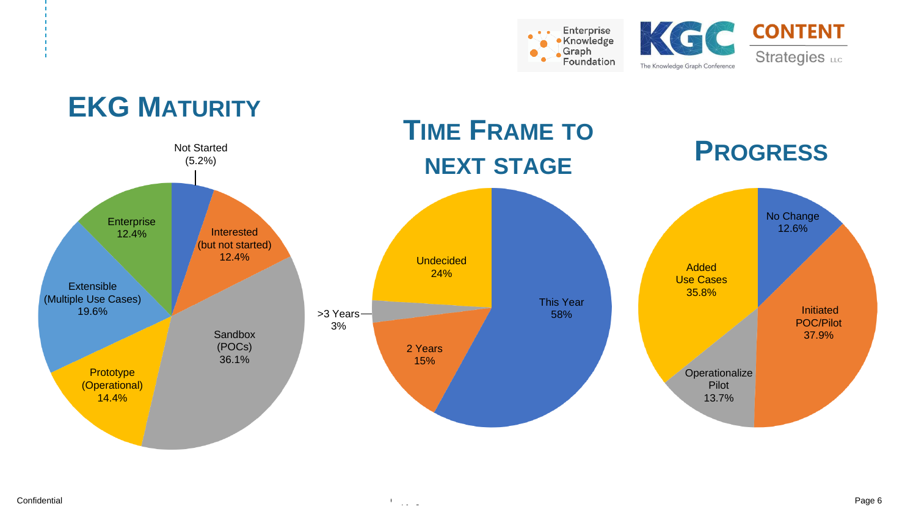# EKG Maturity

- Not Started (5.2%)
- Interested (but not started) 12.4%
- Sandbox (POCs) 36.1%
- Prototype (Operational) 14.4%
- Extensible (Multiple Use Cases) 19.6%
- Enterprise 12.4%

## Time Frame to Next Stage

- This Year 58%
- 2 Years 15%
- >3 Years 3%
- Undecided 24%

## Progress

- No Change 12.6%
- Initiated POC/Pilot 37.9%
- Operationalize Pilot 13.7%
- Added Use Cases 35.8%

Confidential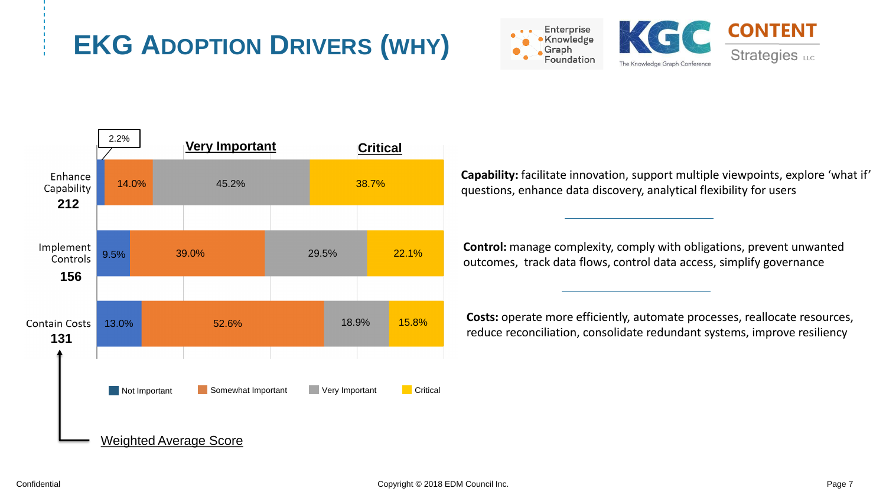# EKG Adoption Drivers (why)

| Driver | Weighted Average Score | Not Important | Somewhat Important | Very Important | Critical |
|---|---|---|---|---|---|
| Enhance Capability | 212 | 2.2% | 14.0% | 45.2% | 38.7% |
| Implement Controls | 156 | 9.5% | 39.0% | 29.5% | 22.1% |
| Contain Costs | 131 | 13.0% | 52.6% | 18.9% | 15.8% |

**Capability:** facilitate innovation, support multiple viewpoints, explore 'what if' questions, enhance data discovery, analytical flexibility for users

**Control:** manage complexity, comply with obligations, prevent unwanted outcomes, track data flows, control data access, simplify governance

**Costs:** operate more efficiently, automate processes, reallocate resources, reduce reconciliation, consolidate redundant systems, improve resiliency

Confidential

Copyright © 2018 EDM Council Inc.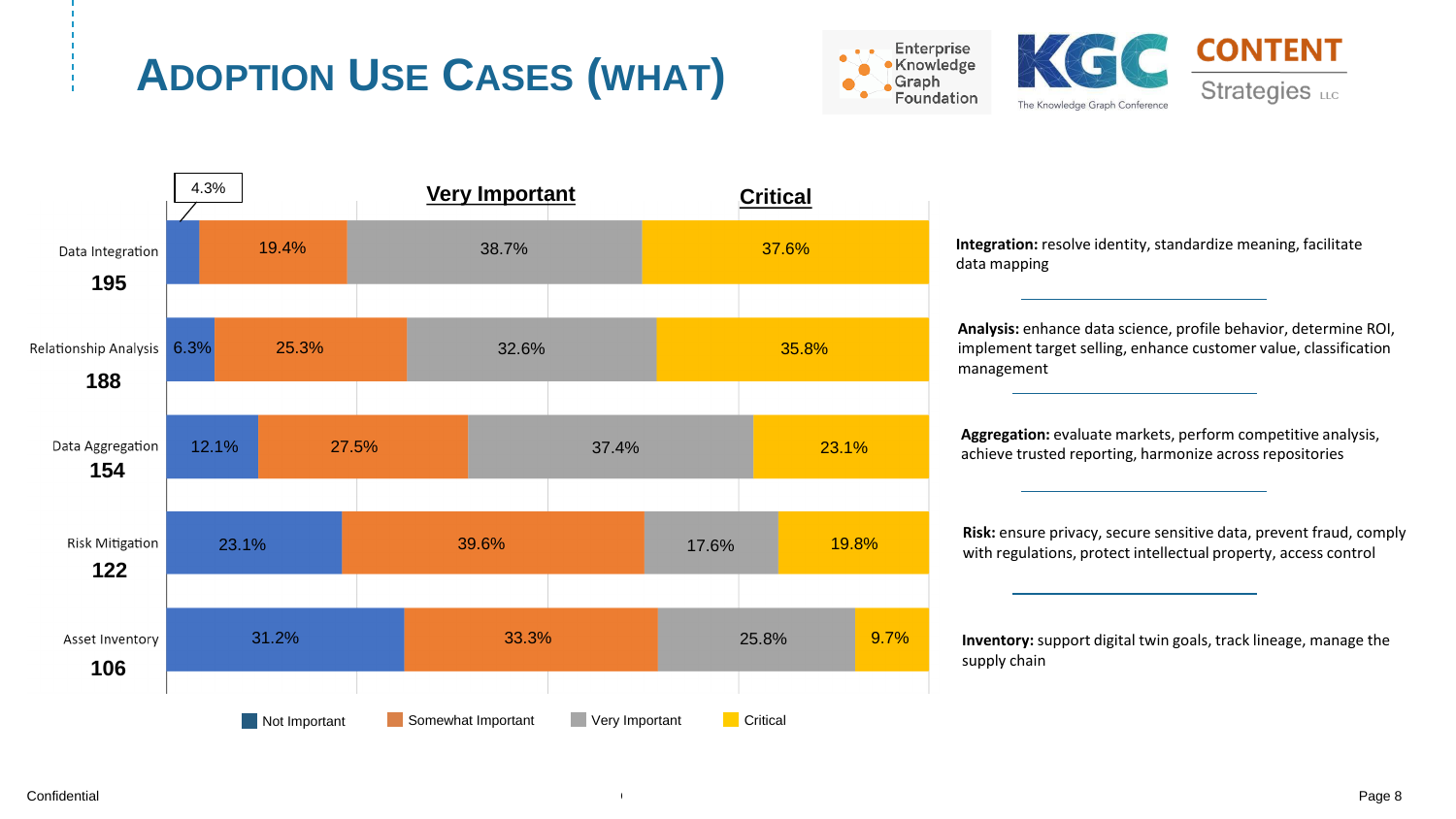# ADOPTION USE CASES (WHAT)

Enterprise Knowledge Graph Foundation | KGC The Knowledge Graph Conference | CONTENT Strategies LLC

| Use Case | Responses | Not Important | Somewhat Important | Very Important | Critical |
|---|---|---|---|---|---|
| Data Integration | 195 | 4.3% | 19.4% | 38.7% | 37.6% |
| Relationship Analysis | 188 | 6.3% | 25.3% | 32.6% | 35.8% |
| Data Aggregation | 154 | 12.1% | 27.5% | 37.4% | 23.1% |
| Risk Mitigation | 122 | 23.1% | 39.6% | 17.6% | 19.8% |
| Asset Inventory | 106 | 31.2% | 33.3% | 25.8% | 9.7% |

**Integration:** resolve identity, standardize meaning, facilitate data mapping

**Analysis:** enhance data science, profile behavior, determine ROI, implement target selling, enhance customer value, classification management

**Aggregation:** evaluate markets, perform competitive analysis, achieve trusted reporting, harmonize across repositories

**Risk:** ensure privacy, secure sensitive data, prevent fraud, comply with regulations, protect intellectual property, access control

**Inventory:** support digital twin goals, track lineage, manage the supply chain

Confidential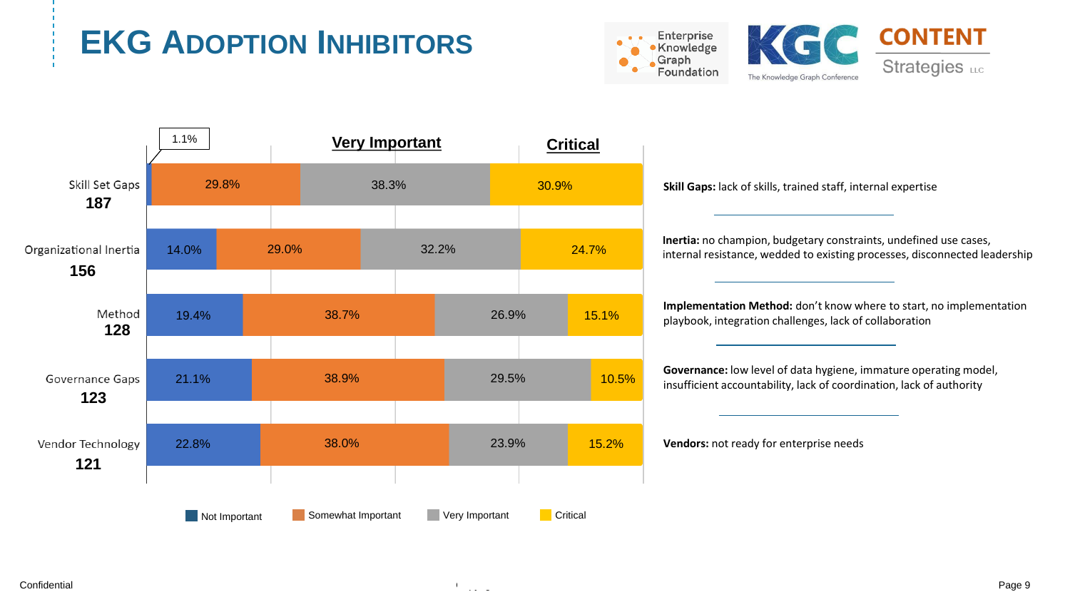# EKG Adoption Inhibitors

| Inhibitor | Count | Not Important | Somewhat Important | Very Important | Critical |
|---|---|---|---|---|---|
| Skill Set Gaps | 187 | 1.1% | 29.8% | 38.3% | 30.9% |
| Organizational Inertia | 156 | 14.0% | 29.0% | 32.2% | 24.7% |
| Method | 128 | 19.4% | 38.7% | 26.9% | 15.1% |
| Governance Gaps | 123 | 21.1% | 38.9% | 29.5% | 10.5% |
| Vendor Technology | 121 | 22.8% | 38.0% | 23.9% | 15.2% |

**Skill Gaps:** lack of skills, trained staff, internal expertise

**Inertia:** no champion, budgetary constraints, undefined use cases, internal resistance, wedded to existing processes, disconnected leadership

**Implementation Method:** don't know where to start, no implementation playbook, integration challenges, lack of collaboration

**Governance:** low level of data hygiene, immature operating model, insufficient accountability, lack of coordination, lack of authority

**Vendors:** not ready for enterprise needs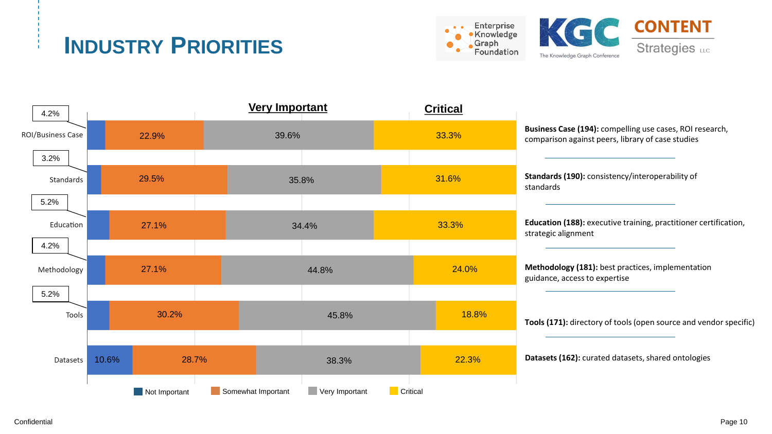# Industry Priorities

| | Not Important | Somewhat Important | Very Important | Critical |
|---|---|---|---|---|
| ROI/Business Case | 4.2% | 22.9% | 39.6% | 33.3% |
| Standards | 3.2% | 29.5% | 35.8% | 31.6% |
| Education | 5.2% | 27.1% | 34.4% | 33.3% |
| Methodology | 4.2% | 27.1% | 44.8% | 24.0% |
| Tools | 5.2% | 30.2% | 45.8% | 18.8% |
| Datasets | 10.6% | 28.7% | 38.3% | 22.3% |

**Business Case (194):** compelling use cases, ROI research, comparison against peers, library of case studies

**Standards (190):** consistency/interoperability of standards

**Education (188):** executive training, practitioner certification, strategic alignment

**Methodology (181):** best practices, implementation guidance, access to expertise

**Tools (171):** directory of tools (open source and vendor specific)

**Datasets (162):** curated datasets, shared ontologies

Confidential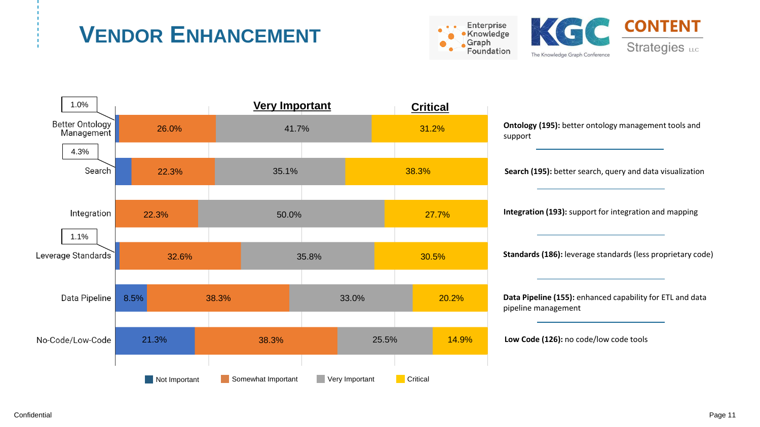# Vendor Enhancement

| | Not Important | Somewhat Important | Very Important | Critical |
|---|---|---|---|---|
| Better Ontology Management | 1.0% | 26.0% | 41.7% | 31.2% |
| Search | 4.3% | 22.3% | 35.1% | 38.3% |
| Integration | | 22.3% | 50.0% | 27.7% |
| Leverage Standards | 1.1% | 32.6% | 35.8% | 30.5% |
| Data Pipeline | 8.5% | 38.3% | 33.0% | 20.2% |
| No-Code/Low-Code | 21.3% | 38.3% | 25.5% | 14.9% |

**Ontology (195):** better ontology management tools and support

**Search (195):** better search, query and data visualization

**Integration (193):** support for integration and mapping

**Standards (186):** leverage standards (less proprietary code)

**Data Pipeline (155):** enhanced capability for ETL and data pipeline management

**Low Code (126):** no code/low code tools

Confidential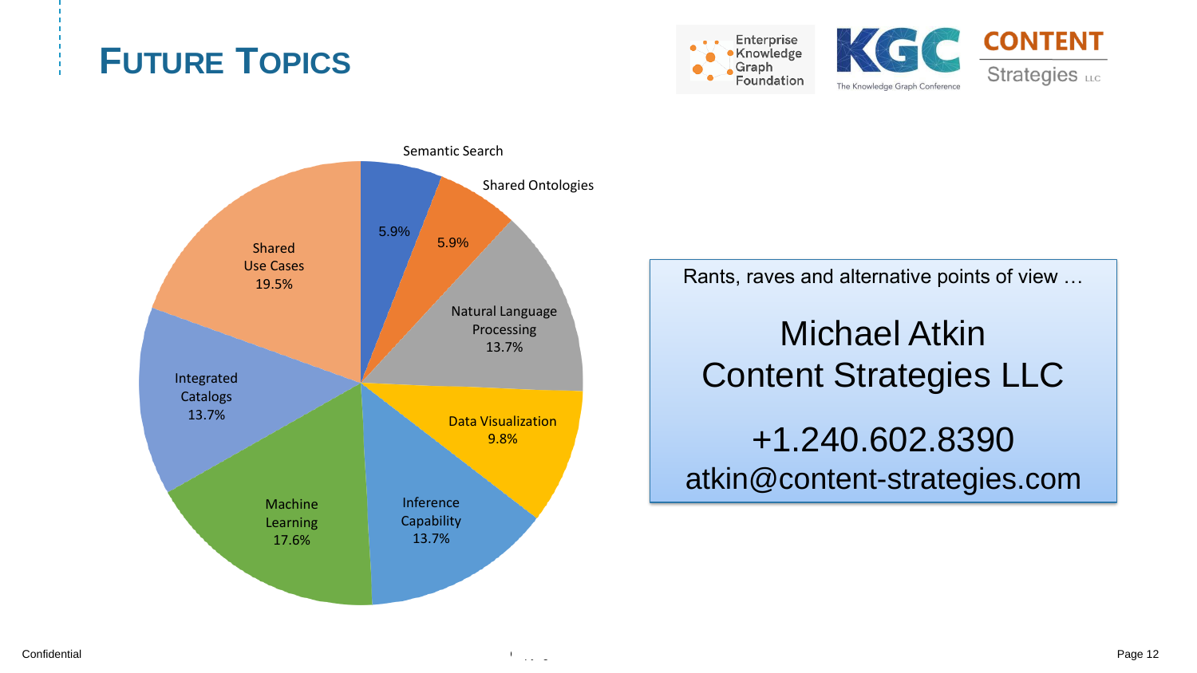# Future Topics

Enterprise Knowledge Graph Foundation

KGC The Knowledge Graph Conference

CONTENT Strategies LLC

Semantic Search 5.9%

Shared Ontologies 5.9%

Natural Language Processing 13.7%

Data Visualization 9.8%

Inference Capability 13.7%

Machine Learning 17.6%

Integrated Catalogs 13.7%

Shared Use Cases 19.5%

Rants, raves and alternative points of view …

Michael Atkin
Content Strategies LLC

+1.240.602.8390
atkin@content-strategies.com

Confidential